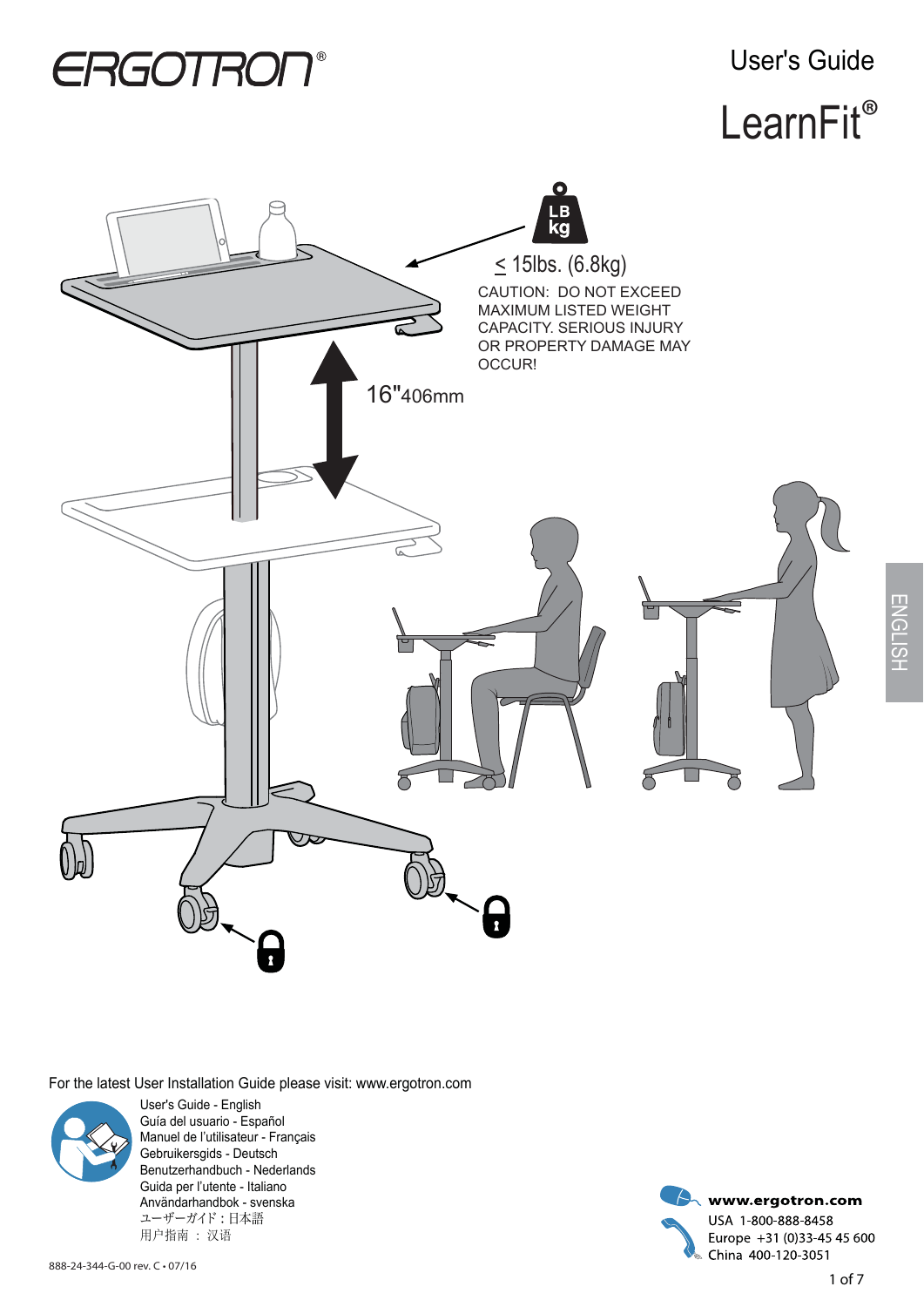# ERGOTRON®

## User's Guide

# LearnFit®

≤ 15lbs. (6.8kg)

CAUTION: DO NOT EXCEED MAXIMUM LISTED WEIGHT CAPACITY. SERIOUS INJURY OR PROPERTY DAMAGE MAY OCCUR!

16"406mm

ENGLISH

For the latest User Installation Guide please visit: www.ergotron.com

User's Guide - English
Guía del usuario - Español
Manuel de l'utilisateur - Français
Gebruikersgids - Deutsch
Benutzerhandbuch - Nederlands
Guida per l'utente - Italiano
Användarhandbok - svenska
ユーザーガイド : 日本語
用户指南 ： 汉语

888-24-344-G-00 rev. C • 07/16

**www.ergotron.com**
USA 1-800-888-8458
Europe +31 (0)33-45 45 600
China 400-120-3051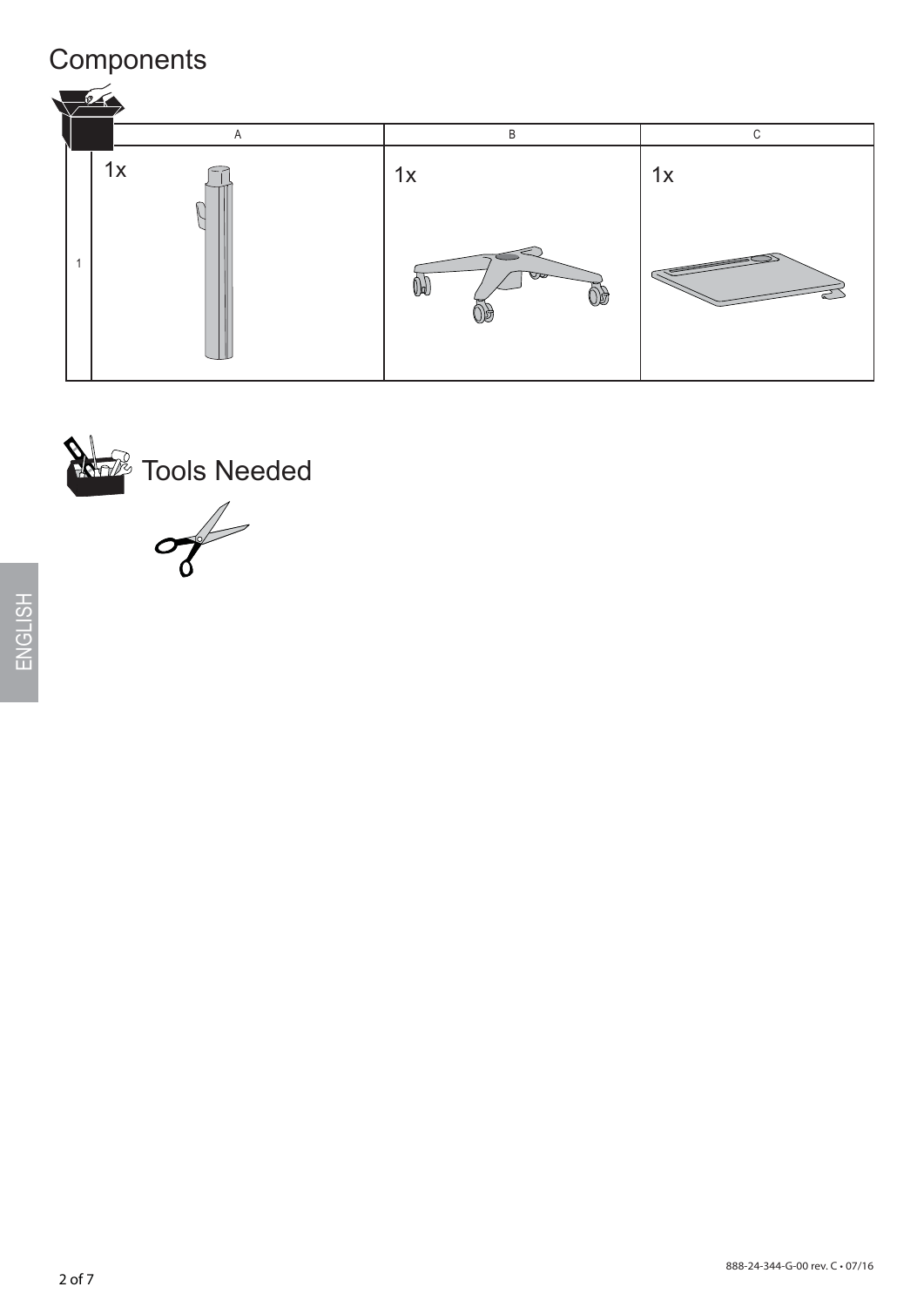# Components

|   | A | B | C |
|---|---|---|---|
| 1 | 1x | 1x | 1x |

# Tools Needed

ENGLISH

888-24-344-G-00 rev. C • 07/16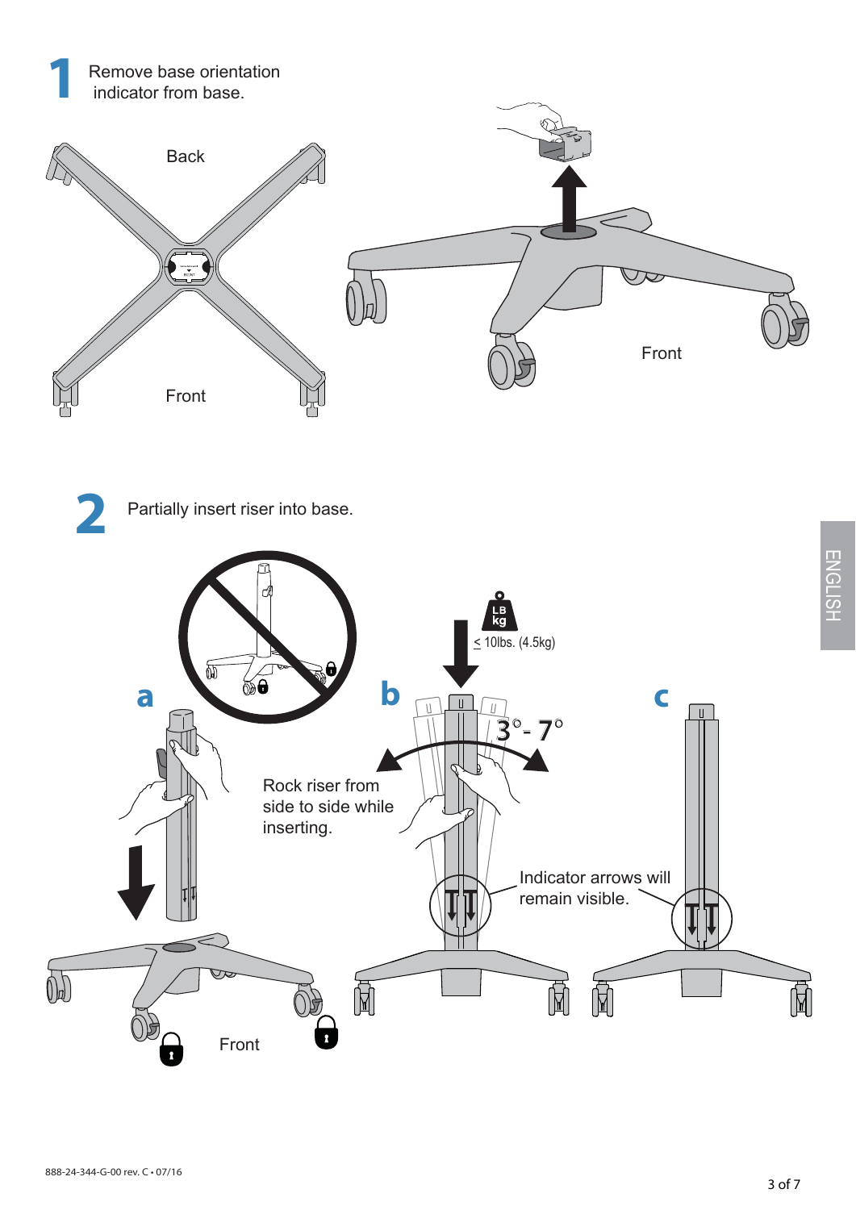## 1 Remove base orientation indicator from base.

Back

Front

Front

## 2 Partially insert riser into base.

**a**

Front

**b**

≤ 10lbs. (4.5kg)

3° - 7°

Rock riser from side to side while inserting.

**c**

Indicator arrows will remain visible.

888-24-344-G-00 rev. C • 07/16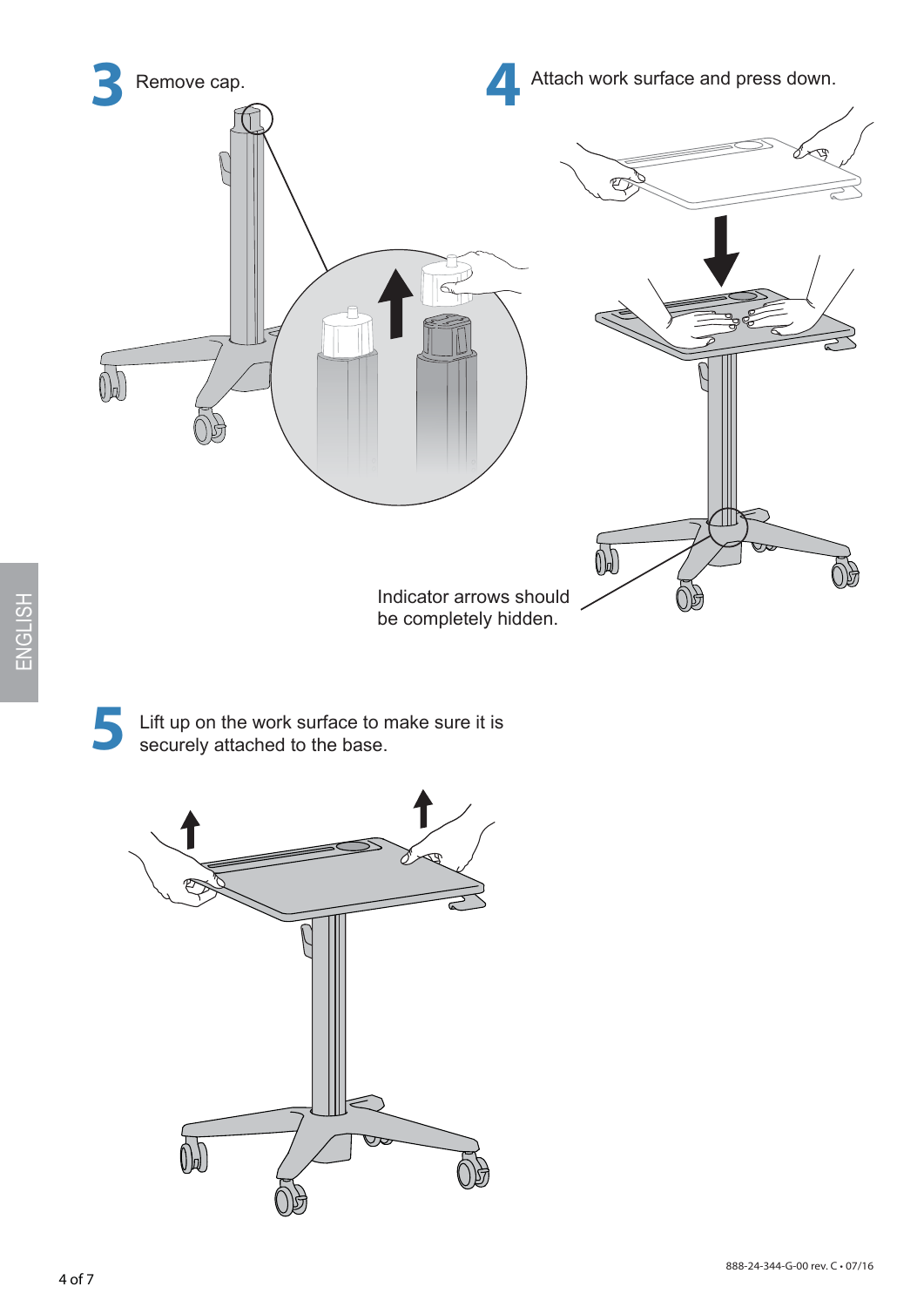**3** Remove cap.

**4** Attach work surface and press down.

Indicator arrows should be completely hidden.

**5** Lift up on the work surface to make sure it is securely attached to the base.

ENGLISH

888-24-344-G-00 rev. C • 07/16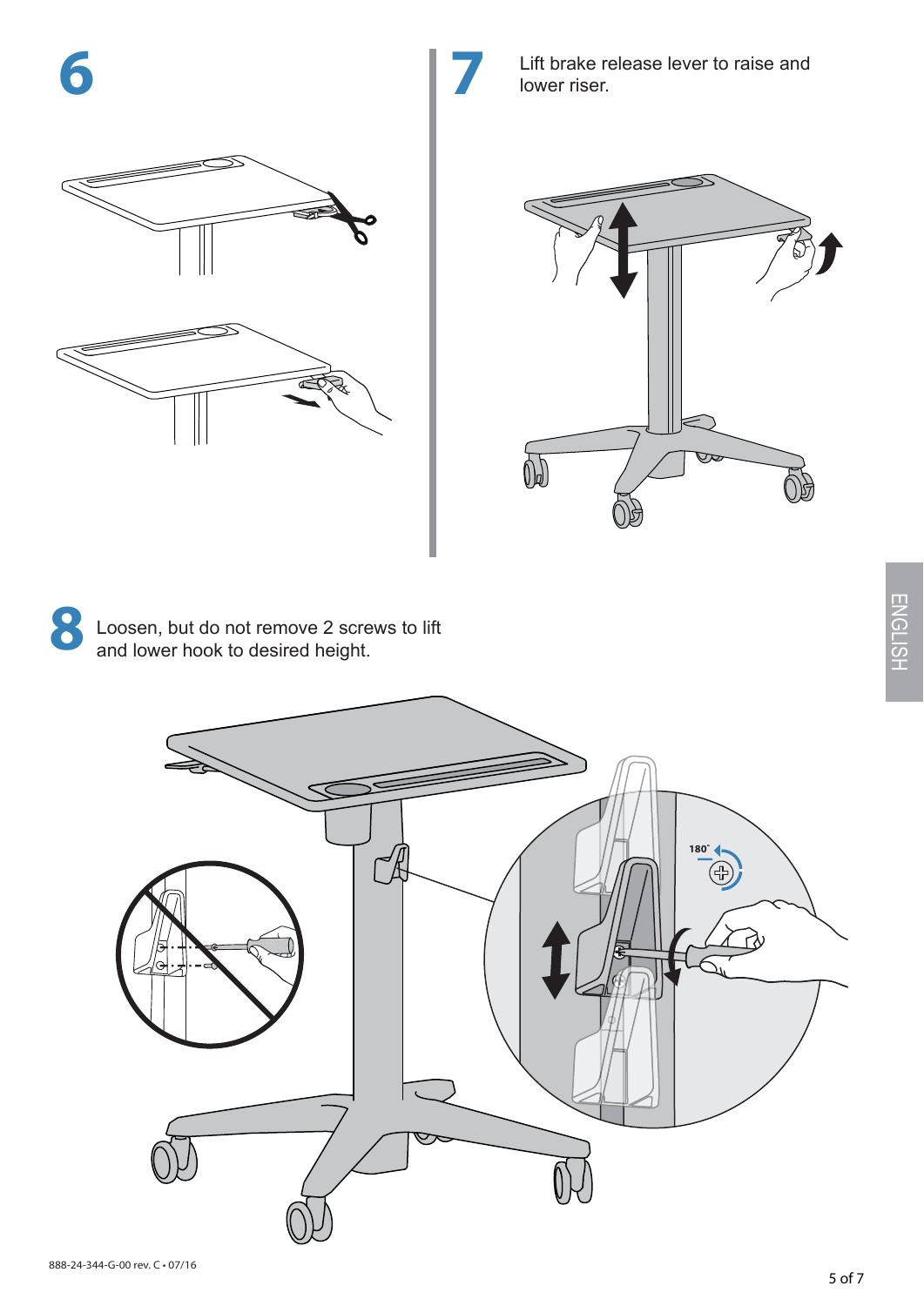## 6

## 7

Lift brake release lever to raise and lower riser.

ENGLISH

## 8

Loosen, but do not remove 2 screws to lift and lower hook to desired height.

180˚

888-24-344-G-00 rev. C • 07/16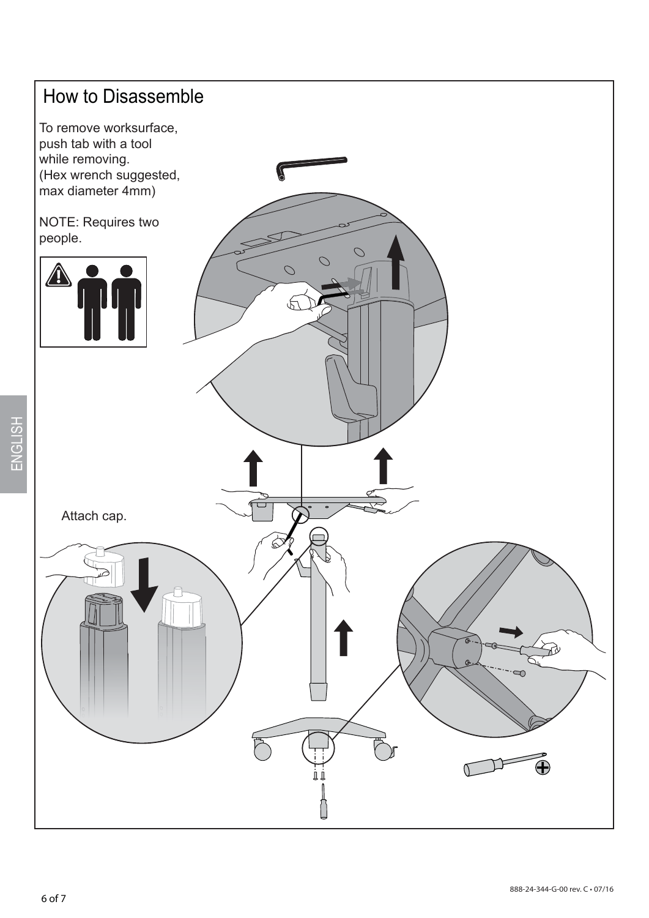# How to Disassemble

To remove worksurface, push tab with a tool while removing. (Hex wrench suggested, max diameter 4mm)

NOTE: Requires two people.

Attach cap.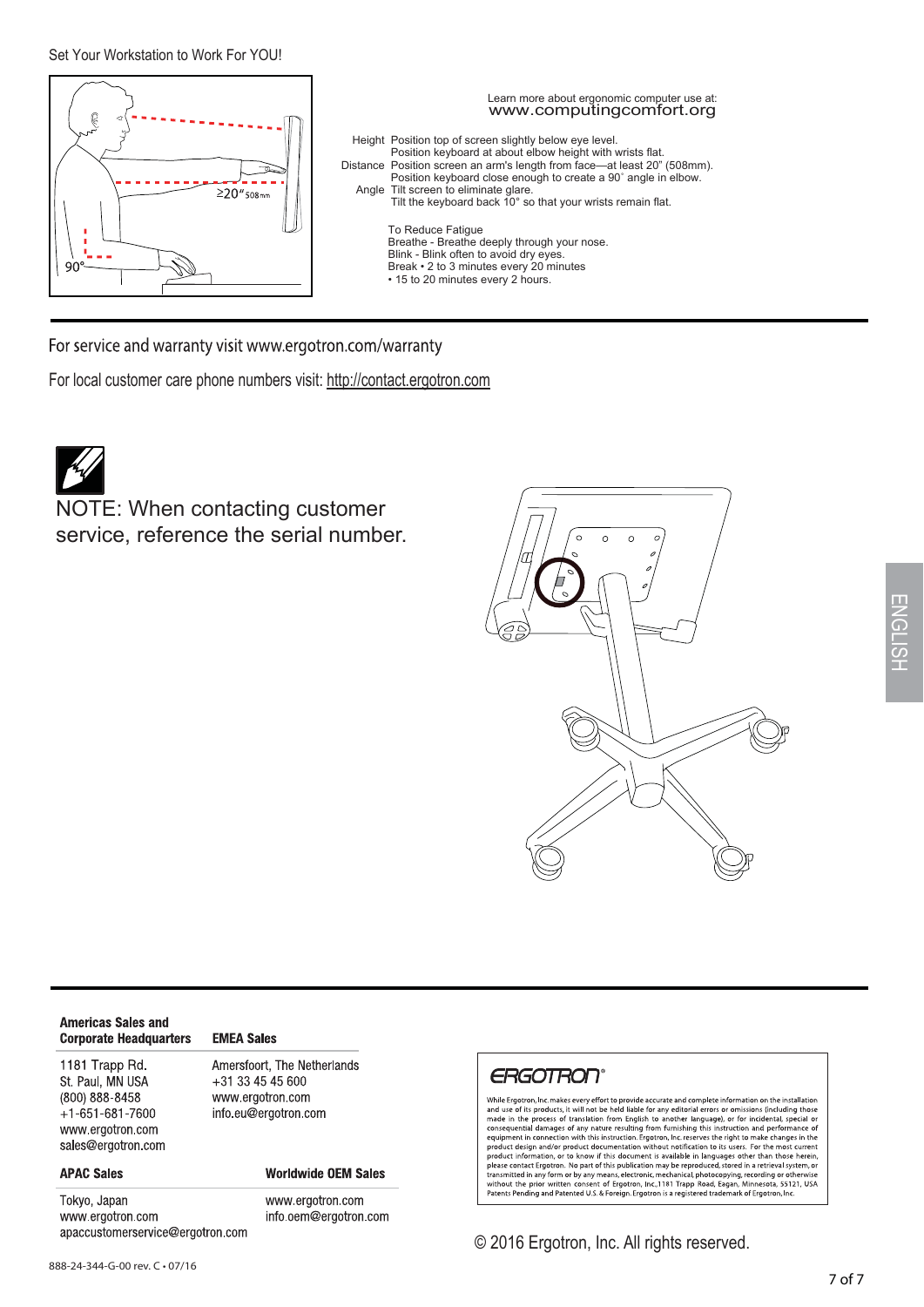Set Your Workstation to Work For YOU!

≥20" 508mm

90°

Learn more about ergonomic computer use at:
www.computingcomfort.org

Height Position top of screen slightly below eye level.
Position keyboard at about elbow height with wrists flat.

Distance Position screen an arm's length from face—at least 20" (508mm).
Position keyboard close enough to create a 90˚ angle in elbow.

Angle Tilt screen to eliminate glare.
Tilt the keyboard back 10° so that your wrists remain flat.

To Reduce Fatigue
Breathe - Breathe deeply through your nose.
Blink - Blink often to avoid dry eyes.
Break • 2 to 3 minutes every 20 minutes
• 15 to 20 minutes every 2 hours.

For service and warranty visit www.ergotron.com/warranty

For local customer care phone numbers visit: http://contact.ergotron.com

NOTE: When contacting customer service, reference the serial number.

ENGLISH

**Americas Sales and Corporate Headquarters**

1181 Trapp Rd.
St. Paul, MN USA
(800) 888-8458
+1-651-681-7600
www.ergotron.com
sales@ergotron.com

**EMEA Sales**

Amersfoort, The Netherlands
+31 33 45 45 600
www.ergotron.com
info.eu@ergotron.com

**APAC Sales**

Tokyo, Japan
www.ergotron.com
apaccustomerservice@ergotron.com

**Worldwide OEM Sales**

www.ergotron.com
info.oem@ergotron.com

ERGOTRON®

While Ergotron, Inc. makes every effort to provide accurate and complete information on the installation and use of its products, it will not be held liable for any editorial errors or omissions (including those made in the process of translation from English to another language), or for incidental, special or consequential damages of any nature resulting from furnishing this instruction and performance of equipment in connection with this instruction. Ergotron, Inc. reserves the right to make changes in the product design and/or product documentation without notification to its users. For the most current product information, or to know if this document is available in languages other than those herein, please contact Ergotron. No part of this publication may be reproduced, stored in a retrieval system, or transmitted in any form or by any means, electronic, mechanical, photocopying, recording or otherwise without the prior written consent of Ergotron, Inc.,1181 Trapp Road, Eagan, Minnesota, 55121, USA Patents Pending and Patented U.S. & Foreign. Ergotron is a registered trademark of Ergotron, Inc.

© 2016 Ergotron, Inc. All rights reserved.

888-24-344-G-00 rev. C • 07/16